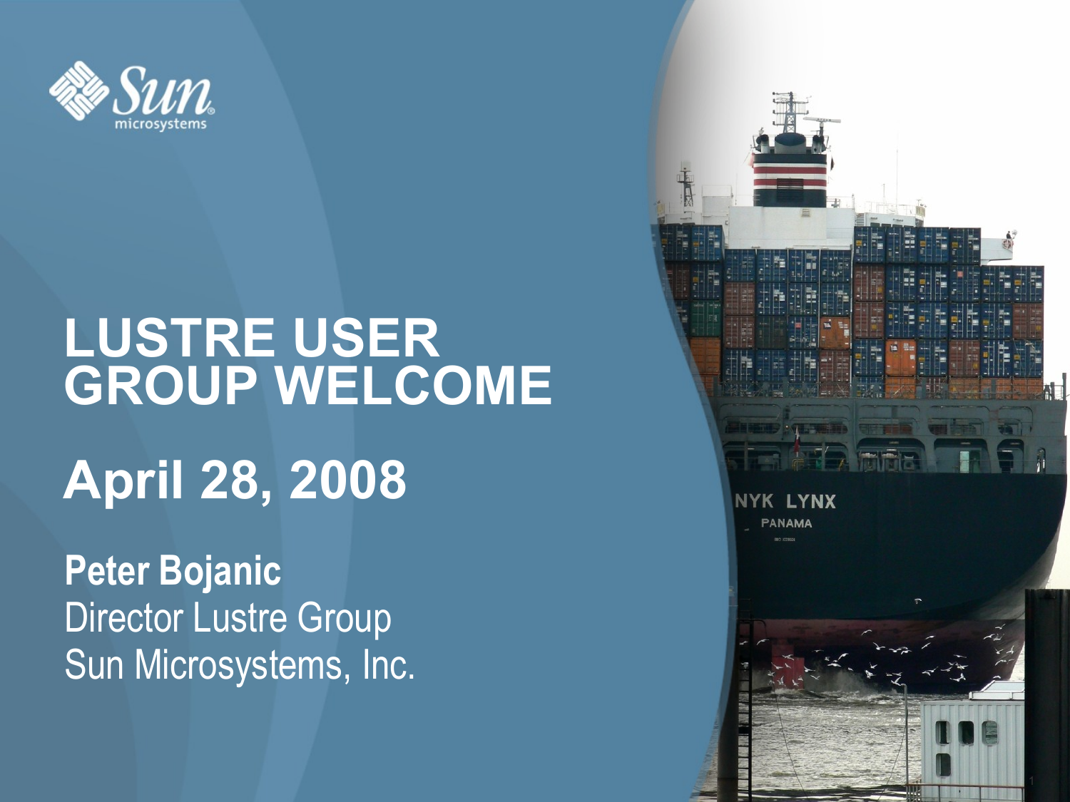# LUSTRE USER GROUP WELCOME

## April 28, 2008

**Peter Bojanic**
Director Lustre Group
Sun Microsystems, Inc.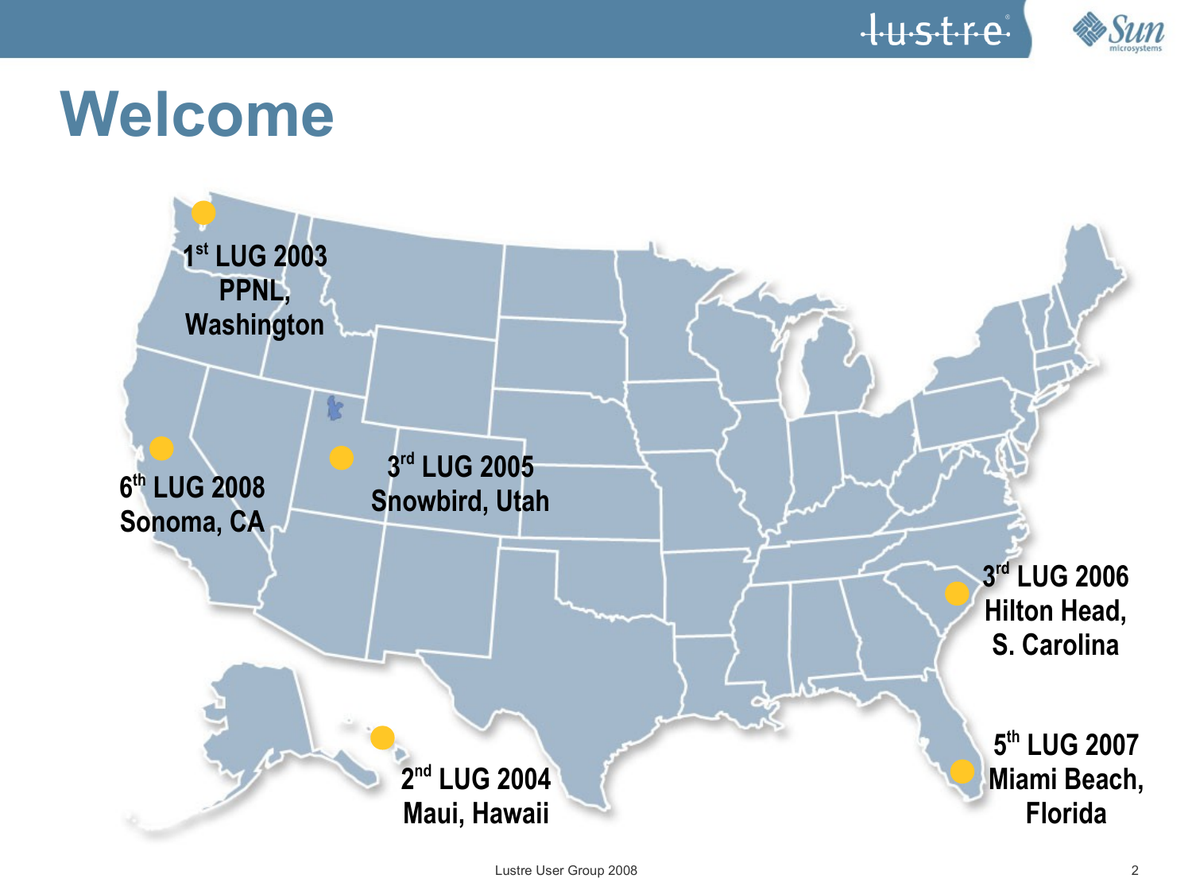# Welcome

1st LUG 2003
PPNL,
Washington

2nd LUG 2004
Maui, Hawaii

3rd LUG 2005
Snowbird, Utah

3rd LUG 2006
Hilton Head,
S. Carolina

5th LUG 2007
Miami Beach,
Florida

6th LUG 2008
Sonoma, CA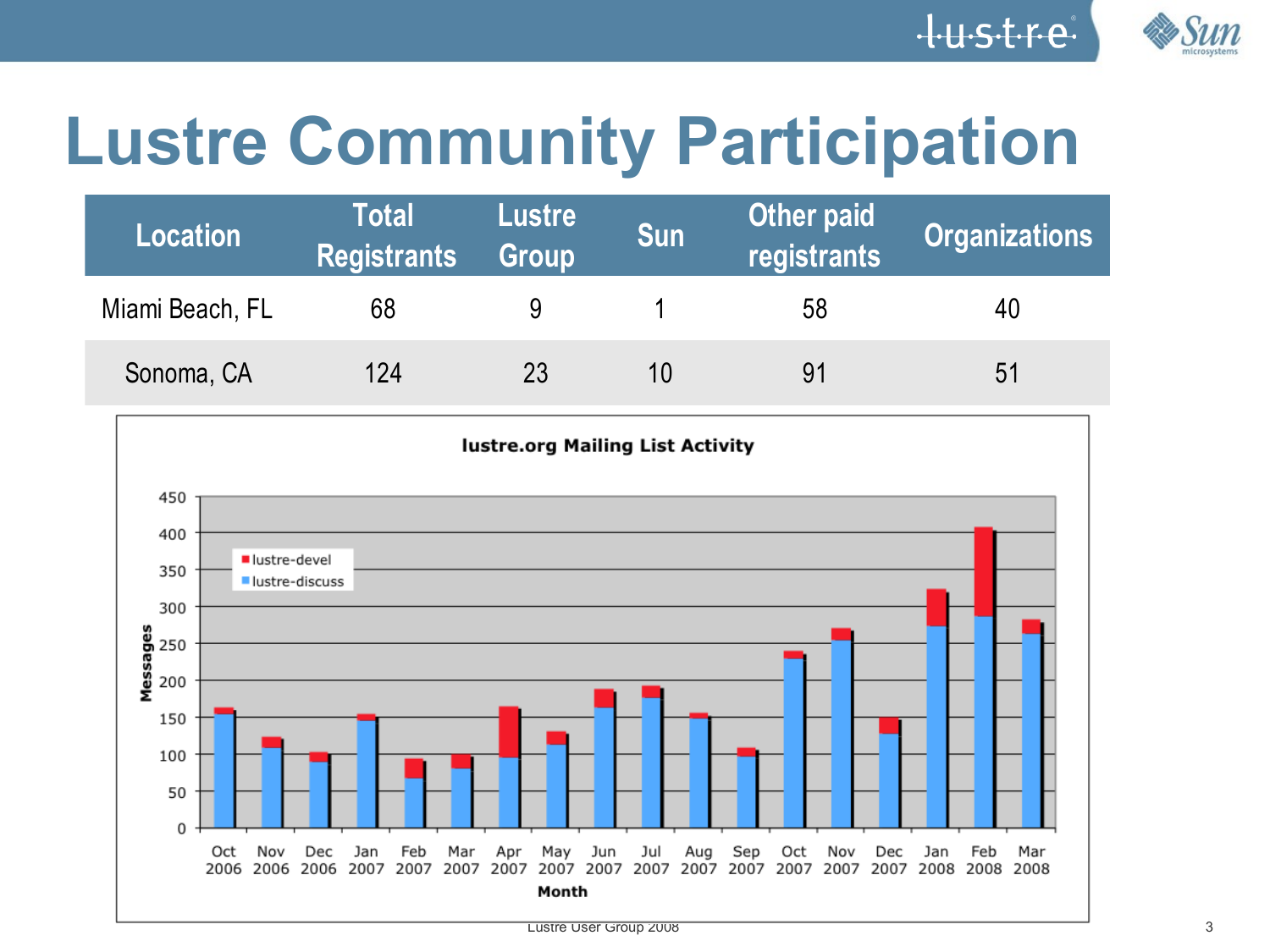# Lustre Community Participation

| Location | Total Registrants | Lustre Group | Sun | Other paid registrants | Organizations |
|---|---|---|---|---|---|
| Miami Beach, FL | 68 | 9 | 1 | 58 | 40 |
| Sonoma, CA | 124 | 23 | 10 | 91 | 51 |

**lustre.org Mailing List Activity**

Messages (0–450) by Month (Oct 2006 – Mar 2008), stacked bars for lustre-devel and lustre-discuss.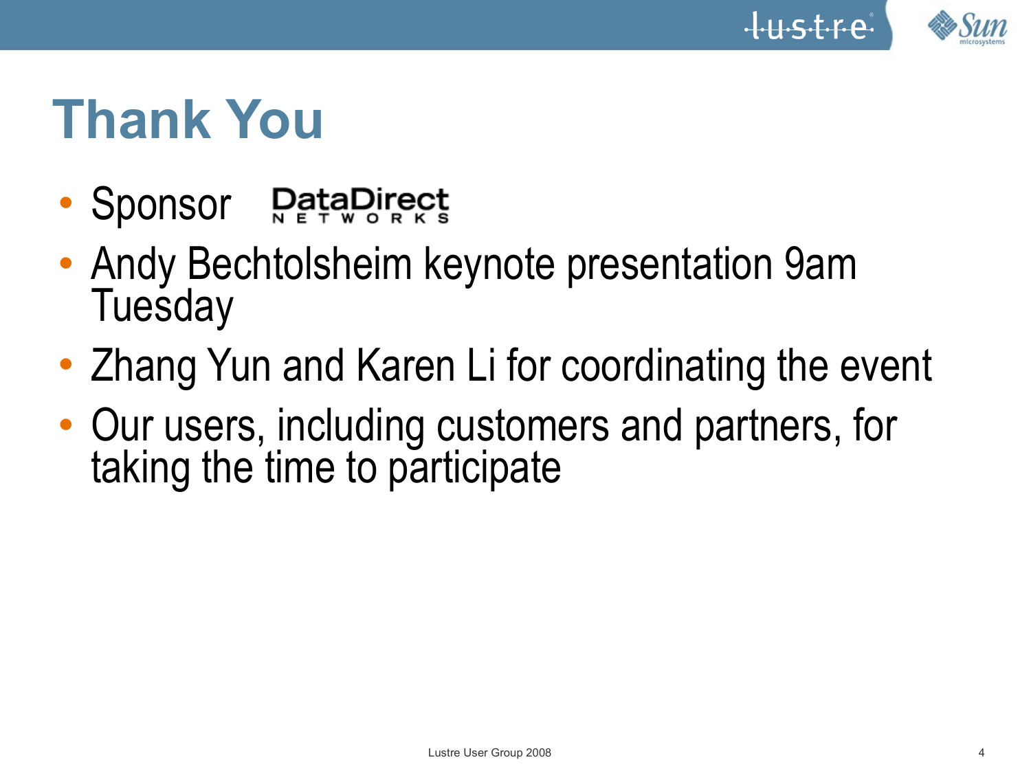# Thank You

- Sponsor DataDirect NETWORKS
- Andy Bechtolsheim keynote presentation 9am Tuesday
- Zhang Yun and Karen Li for coordinating the event
- Our users, including customers and partners, for taking the time to participate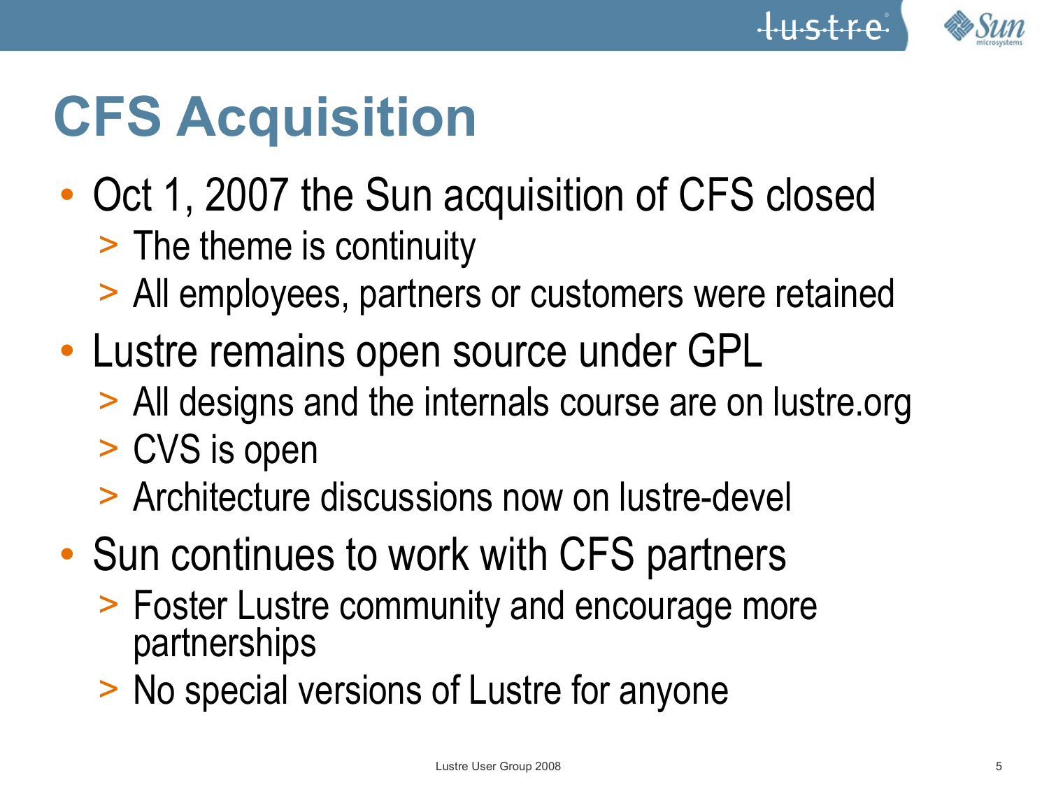# CFS Acquisition

- Oct 1, 2007 the Sun acquisition of CFS closed
  - The theme is continuity
  - All employees, partners or customers were retained
- Lustre remains open source under GPL
  - All designs and the internals course are on lustre.org
  - CVS is open
  - Architecture discussions now on lustre-devel
- Sun continues to work with CFS partners
  - Foster Lustre community and encourage more partnerships
  - No special versions of Lustre for anyone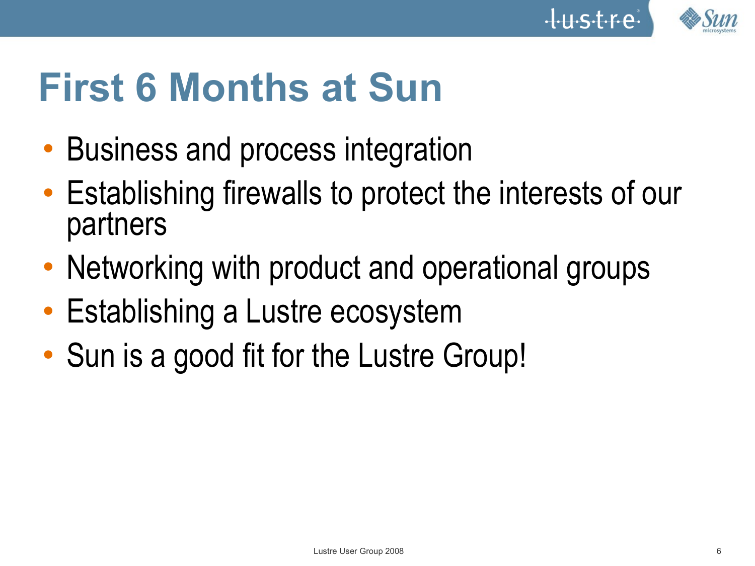# First 6 Months at Sun

- Business and process integration
- Establishing firewalls to protect the interests of our partners
- Networking with product and operational groups
- Establishing a Lustre ecosystem
- Sun is a good fit for the Lustre Group!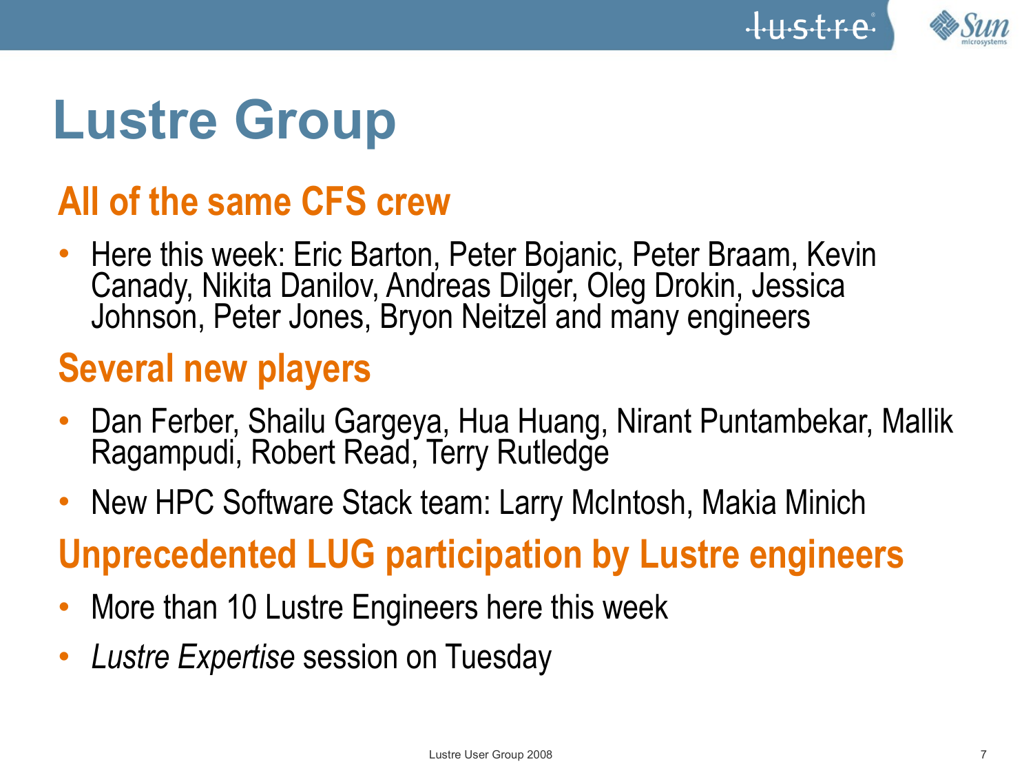# Lustre Group

## All of the same CFS crew

- Here this week: Eric Barton, Peter Bojanic, Peter Braam, Kevin Canady, Nikita Danilov, Andreas Dilger, Oleg Drokin, Jessica Johnson, Peter Jones, Bryon Neitzel and many engineers

## Several new players

- Dan Ferber, Shailu Gargeya, Hua Huang, Nirant Puntambekar, Mallik Ragampudi, Robert Read, Terry Rutledge
- New HPC Software Stack team: Larry McIntosh, Makia Minich

## Unprecedented LUG participation by Lustre engineers

- More than 10 Lustre Engineers here this week
- *Lustre Expertise* session on Tuesday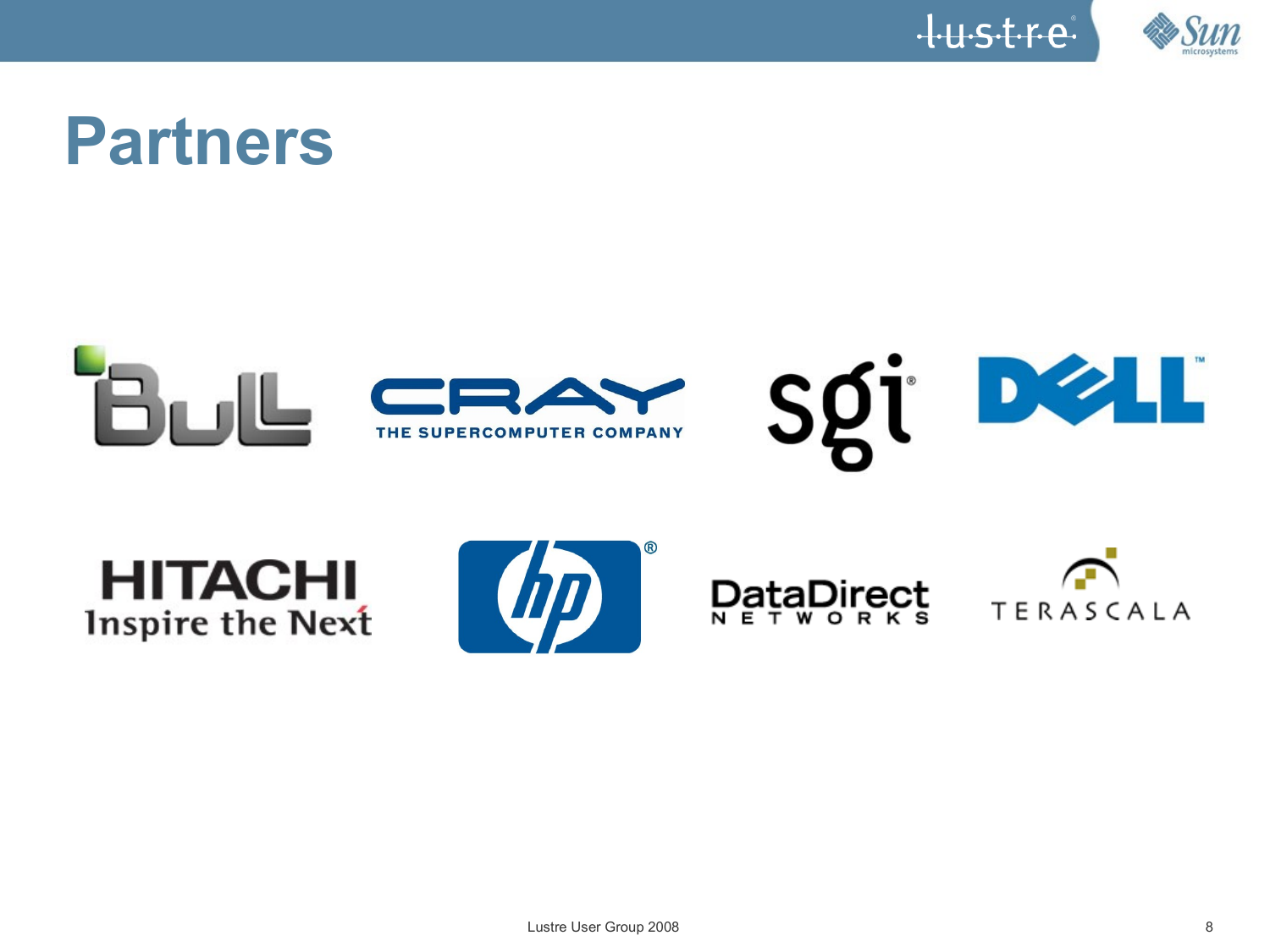# Partners

Bull

CRAY THE SUPERCOMPUTER COMPANY

sgi

DELL

HITACHI Inspire the Next

hp

DataDirect NETWORKS

TERASCALA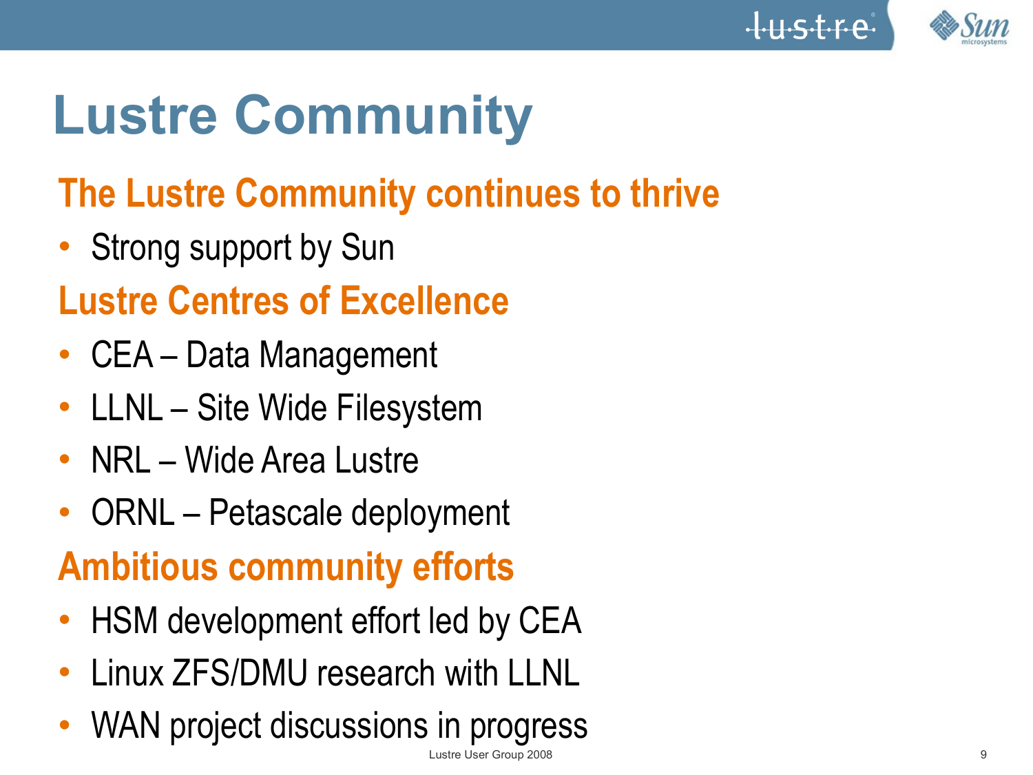# Lustre Community

## The Lustre Community continues to thrive

- Strong support by Sun

## Lustre Centres of Excellence

- CEA – Data Management
- LLNL – Site Wide Filesystem
- NRL – Wide Area Lustre
- ORNL – Petascale deployment

## Ambitious community efforts

- HSM development effort led by CEA
- Linux ZFS/DMU research with LLNL
- WAN project discussions in progress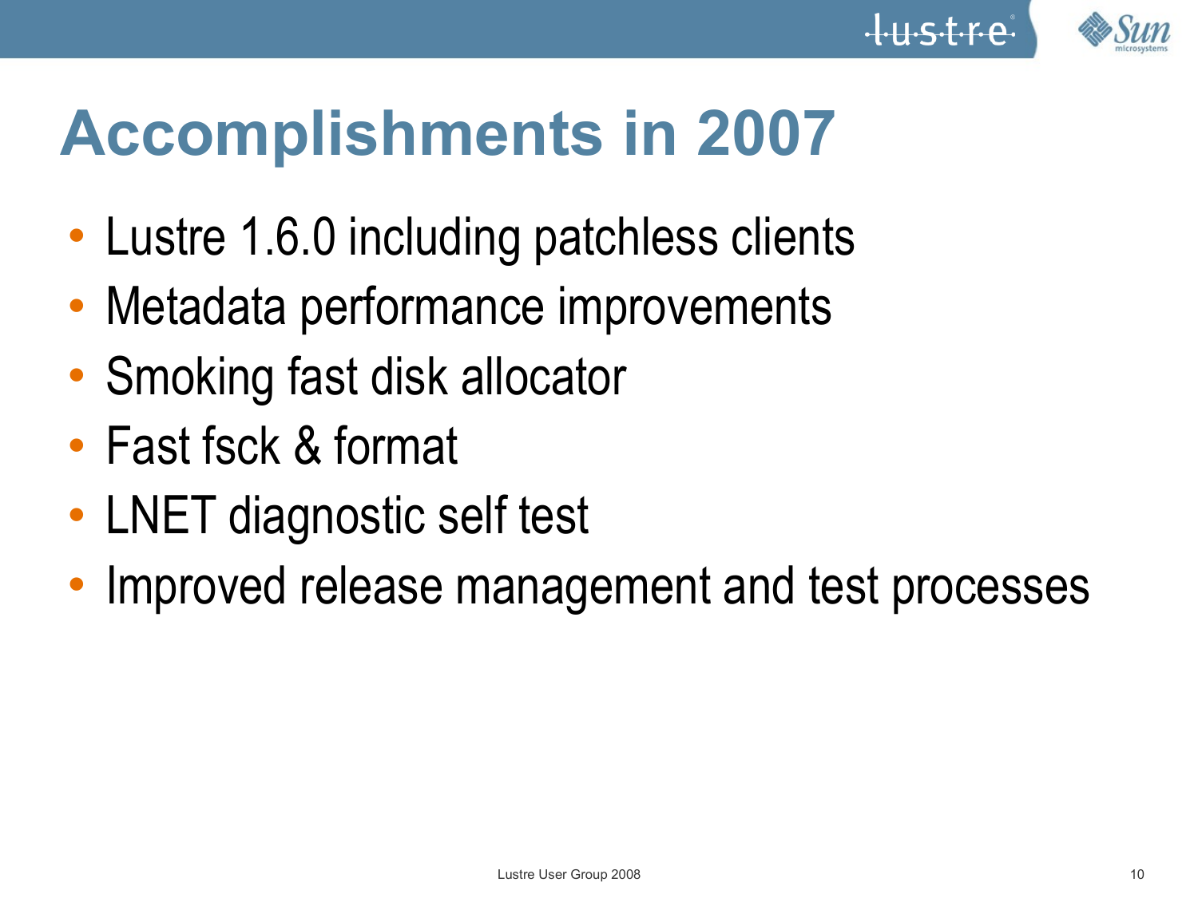# Accomplishments in 2007

- Lustre 1.6.0 including patchless clients
- Metadata performance improvements
- Smoking fast disk allocator
- Fast fsck & format
- LNET diagnostic self test
- Improved release management and test processes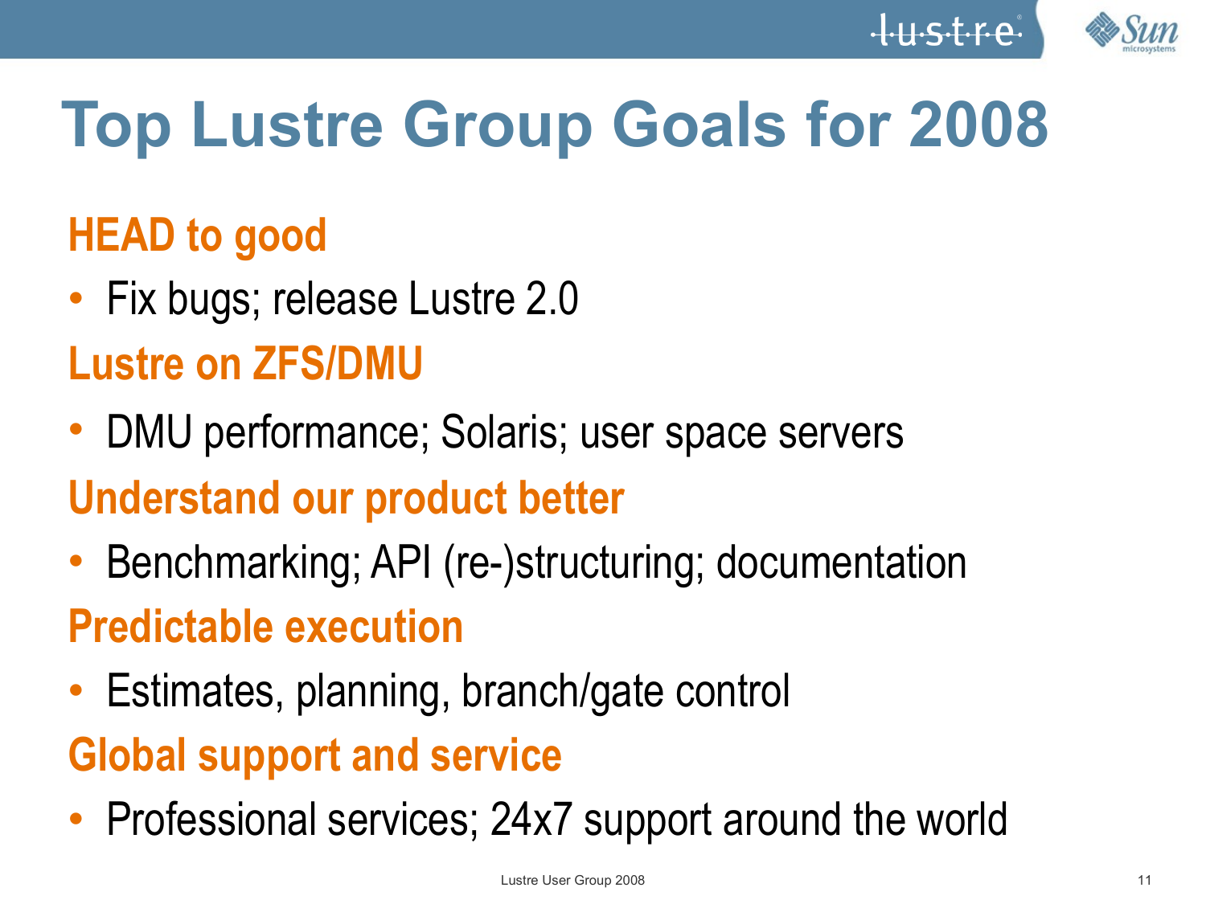# Top Lustre Group Goals for 2008

## HEAD to good

- Fix bugs; release Lustre 2.0

## Lustre on ZFS/DMU

- DMU performance; Solaris; user space servers

## Understand our product better

- Benchmarking; API (re-)structuring; documentation

## Predictable execution

- Estimates, planning, branch/gate control

## Global support and service

- Professional services; 24x7 support around the world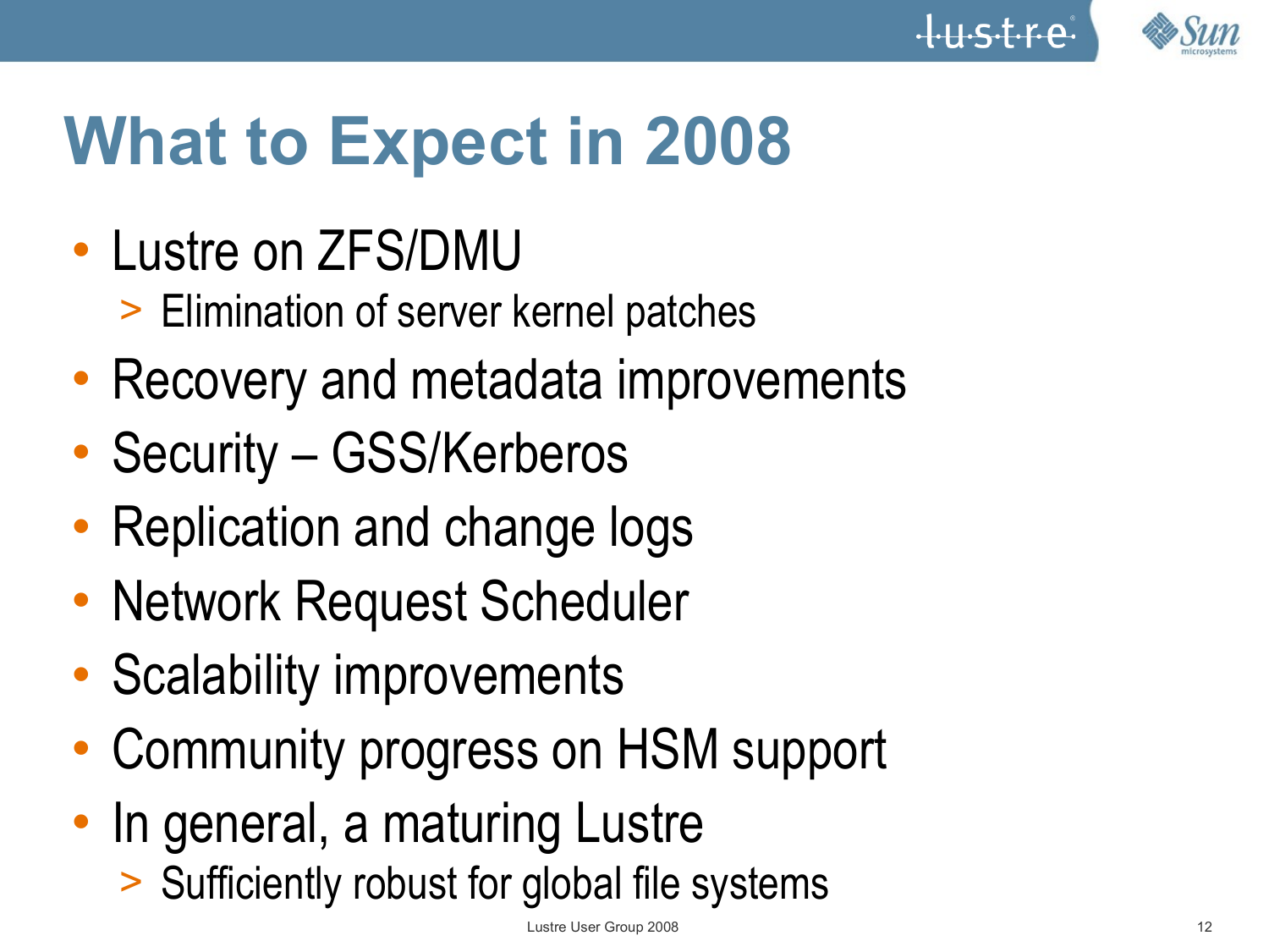# What to Expect in 2008

- Lustre on ZFS/DMU
  - Elimination of server kernel patches
- Recovery and metadata improvements
- Security – GSS/Kerberos
- Replication and change logs
- Network Request Scheduler
- Scalability improvements
- Community progress on HSM support
- In general, a maturing Lustre
  - Sufficiently robust for global file systems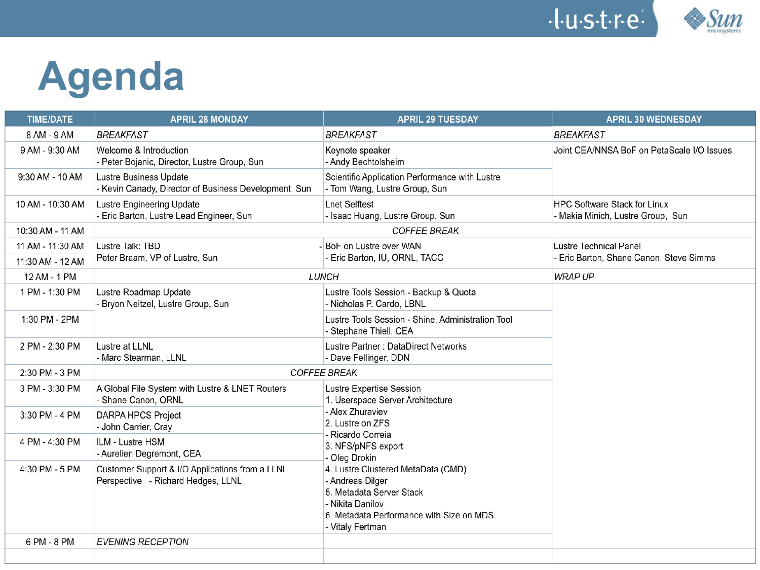# Agenda

| TIME/DATE | APRIL 28 MONDAY | APRIL 29 TUESDAY | APRIL 30 WEDNESDAY |
|---|---|---|---|
| 8 AM - 9 AM | *BREAKFAST* | *BREAKFAST* | *BREAKFAST* |
| 9 AM - 9:30 AM | Welcome & Introduction<br>- Peter Bojanic, Director, Lustre Group, Sun | Keynote speaker<br>- Andy Bechtolsheim | Joint CEA/NNSA BoF on PetaScale I/O Issues |
| 9:30 AM - 10 AM | Lustre Business Update<br>- Kevin Canady, Director of Business Development, Sun | Scientific Application Performance with Lustre<br>- Tom Wang, Lustre Group, Sun | |
| 10 AM - 10:30 AM | Lustre Engineering Update<br>- Eric Barton, Lustre Lead Engineer, Sun | Lnet Selftest<br>- Isaac Huang, Lustre Group, Sun | HPC Software Stack for Linux<br>- Makia Minich, Lustre Group, Sun |
| 10:30 AM - 11 AM | | *COFFEE BREAK* | |
| 11 AM - 11:30 AM | Lustre Talk: TBD<br>Peter Braam, VP of Lustre, Sun | - BoF on Lustre over WAN<br>- Eric Barton, IU, ORNL, TACC | Lustre Technical Panel<br>- Eric Barton, Shane Canon, Steve Simms |
| 11:30 AM - 12 AM | | | |
| 12 AM - 1 PM | *LUNCH* | | *WRAP UP* |
| 1 PM - 1:30 PM | Lustre Roadmap Update<br>- Bryon Neitzel, Lustre Group, Sun | Lustre Tools Session - Backup & Quota<br>- Nicholas P. Cardo, LBNL | |
| 1:30 PM - 2PM | | Lustre Tools Session - Shine, Administration Tool<br>- Stephane Thiell, CEA | |
| 2 PM - 2:30 PM | Lustre at LLNL<br>- Marc Stearman, LLNL | Lustre Partner : DataDirect Networks<br>- Dave Fellinger, DDN | |
| 2:30 PM - 3 PM | *COFFEE BREAK* | | |
| 3 PM - 3:30 PM | A Global File System with Lustre & LNET Routers<br>- Shane Canon, ORNL | Lustre Expertise Session<br>1. Userspace Server Architecture<br>- Alex Zhuraviev<br>2. Lustre on ZFS<br>- Ricardo Correia<br>3. NFS/pNFS export<br>- Oleg Drokin<br>4. Lustre Clustered MetaData (CMD)<br>- Andreas Dilger<br>5. Metadata Server Stack<br>- Nikita Danilov<br>6. Metadata Performance with Size on MDS<br>- Vitaly Fertman | |
| 3:30 PM - 4 PM | DARPA HPCS Project<br>- John Carrier, Cray | | |
| 4 PM - 4:30 PM | ILM - Lustre HSM<br>- Aurelien Degremont, CEA | | |
| 4:30 PM - 5 PM | Customer Support & I/O Applications from a LLNL Perspective - Richard Hedges, LLNL | | |
| 6 PM - 8 PM | *EVENING RECEPTION* | | |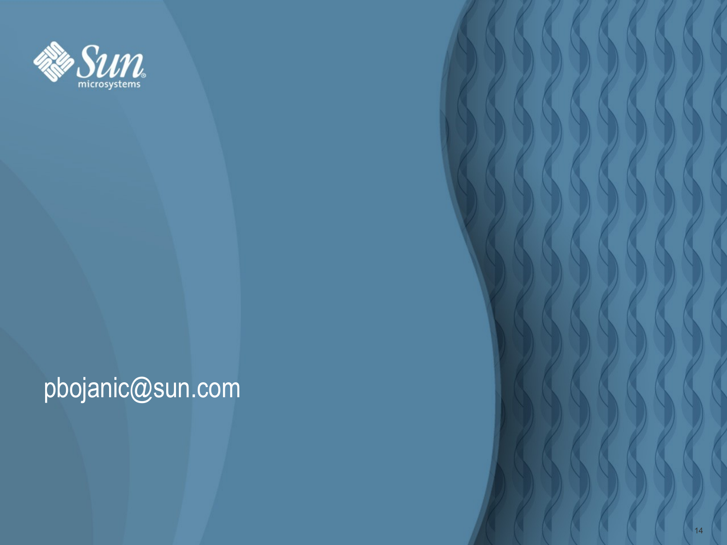pbojanic@sun.com